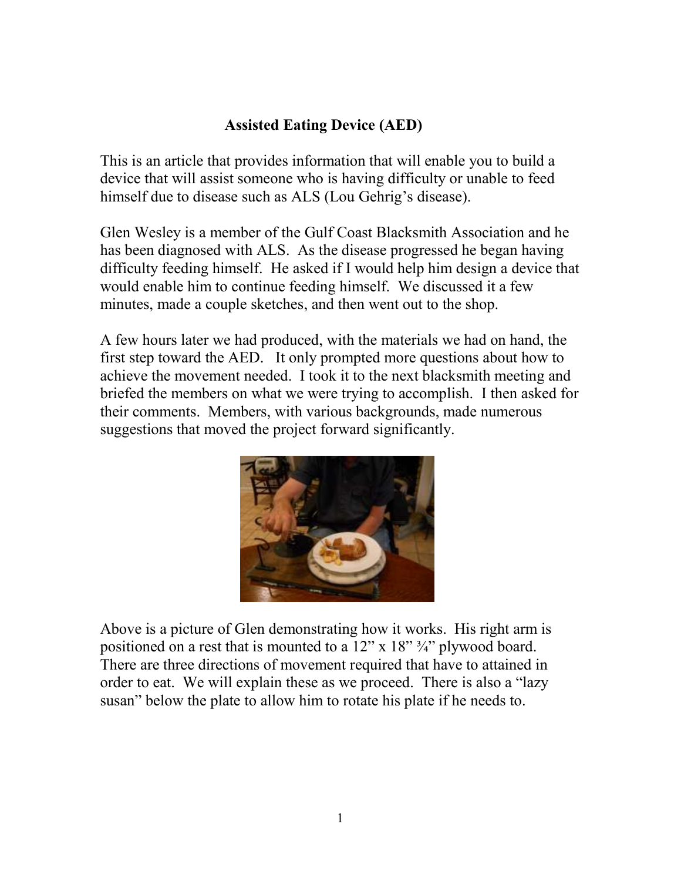# Assisted Eating Device (AED)

This is an article that provides information that will enable you to build a device that will assist someone who is having difficulty or unable to feed himself due to disease such as ALS (Lou Gehrig's disease).

Glen Wesley is a member of the Gulf Coast Blacksmith Association and he has been diagnosed with ALS. As the disease progressed he began having difficulty feeding himself. He asked if I would help him design a device that would enable him to continue feeding himself. We discussed it a few minutes, made a couple sketches, and then went out to the shop.

A few hours later we had produced, with the materials we had on hand, the first step toward the AED. It only prompted more questions about how to achieve the movement needed. I took it to the next blacksmith meeting and briefed the members on what we were trying to accomplish. I then asked for their comments. Members, with various backgrounds, made numerous suggestions that moved the project forward significantly.

Above is a picture of Glen demonstrating how it works. His right arm is positioned on a rest that is mounted to a 12" x 18" ¾" plywood board. There are three directions of movement required that have to attained in order to eat. We will explain these as we proceed. There is also a "lazy susan" below the plate to allow him to rotate his plate if he needs to.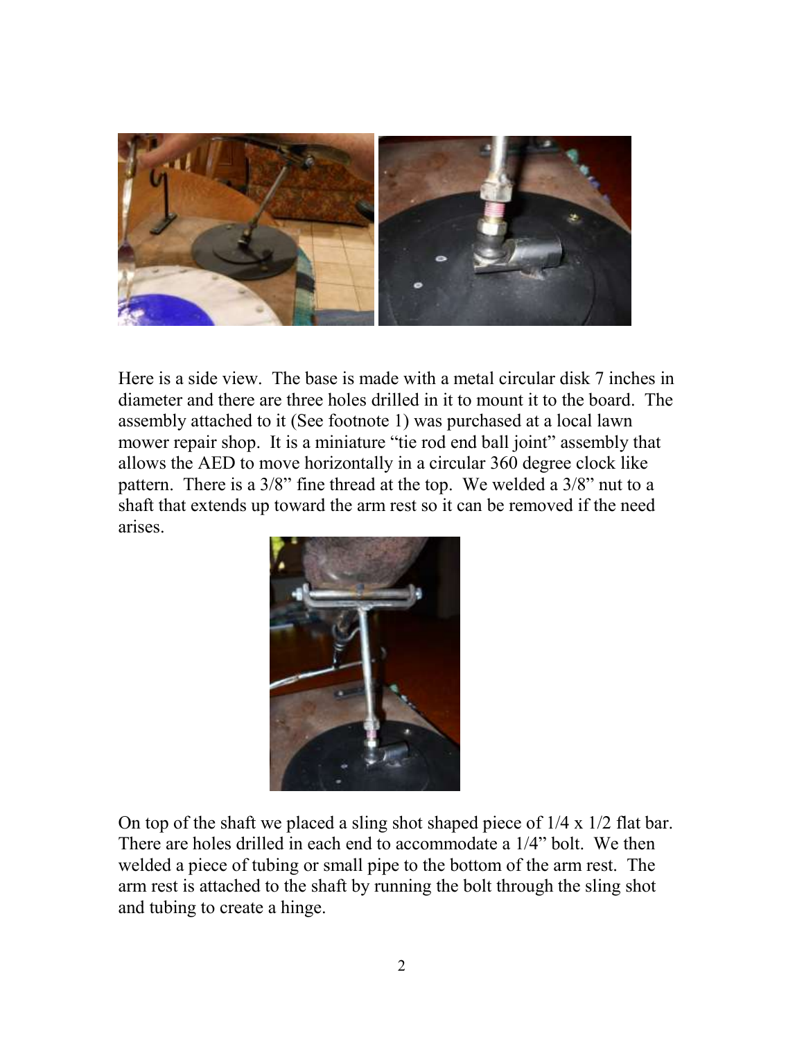Here is a side view. The base is made with a metal circular disk 7 inches in diameter and there are three holes drilled in it to mount it to the board. The assembly attached to it (See footnote 1) was purchased at a local lawn mower repair shop. It is a miniature "tie rod end ball joint" assembly that allows the AED to move horizontally in a circular 360 degree clock like pattern. There is a 3/8" fine thread at the top. We welded a 3/8" nut to a shaft that extends up toward the arm rest so it can be removed if the need arises.

On top of the shaft we placed a sling shot shaped piece of 1/4 x 1/2 flat bar. There are holes drilled in each end to accommodate a 1/4" bolt. We then welded a piece of tubing or small pipe to the bottom of the arm rest. The arm rest is attached to the shaft by running the bolt through the sling shot and tubing to create a hinge.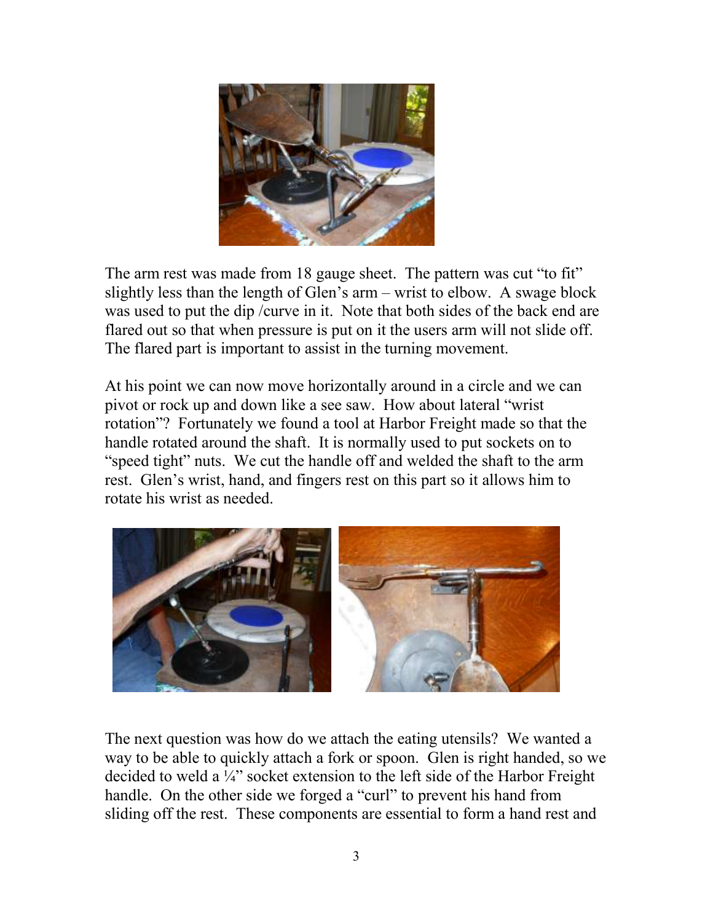The arm rest was made from 18 gauge sheet. The pattern was cut "to fit" slightly less than the length of Glen's arm – wrist to elbow. A swage block was used to put the dip /curve in it. Note that both sides of the back end are flared out so that when pressure is put on it the users arm will not slide off. The flared part is important to assist in the turning movement.

At his point we can now move horizontally around in a circle and we can pivot or rock up and down like a see saw. How about lateral "wrist rotation"? Fortunately we found a tool at Harbor Freight made so that the handle rotated around the shaft. It is normally used to put sockets on to "speed tight" nuts. We cut the handle off and welded the shaft to the arm rest. Glen's wrist, hand, and fingers rest on this part so it allows him to rotate his wrist as needed.

The next question was how do we attach the eating utensils? We wanted a way to be able to quickly attach a fork or spoon. Glen is right handed, so we decided to weld a ¼" socket extension to the left side of the Harbor Freight handle. On the other side we forged a "curl" to prevent his hand from sliding off the rest. These components are essential to form a hand rest and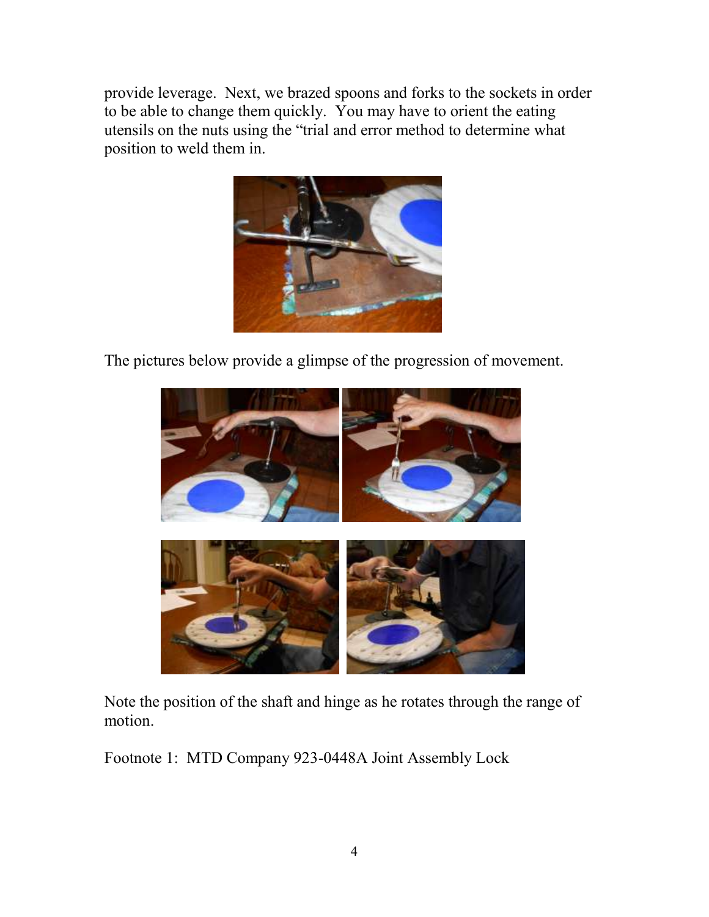provide leverage. Next, we brazed spoons and forks to the sockets in order to be able to change them quickly. You may have to orient the eating utensils on the nuts using the "trial and error method to determine what position to weld them in.

The pictures below provide a glimpse of the progression of movement.

Note the position of the shaft and hinge as he rotates through the range of motion.

Footnote 1: MTD Company 923-0448A Joint Assembly Lock